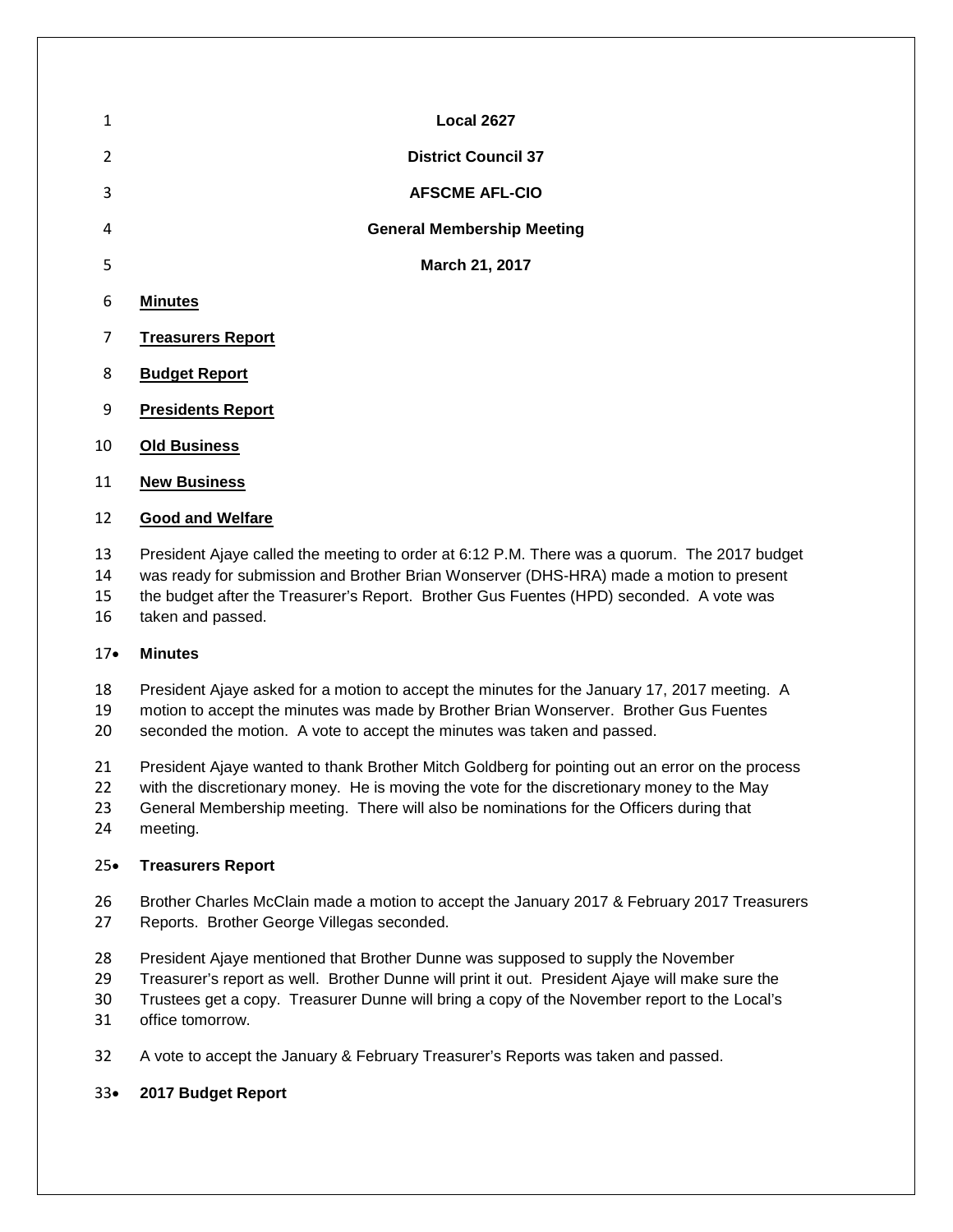**Local 2627**

**District Council 37**

**AFSCME AFL-CIO**

**General Membership Meeting**

**March 21, 2017**

**Minutes**

**Treasurers Report**

**Budget Report**

**Presidents Report**

**Old Business**

**New Business**

**Good and Welfare**

President Ajaye called the meeting to order at 6:12 P.M. There was a quorum. The 2017 budget was ready for submission and Brother Brian Wonserver (DHS-HRA) made a motion to present the budget after the Treasurer's Report. Brother Gus Fuentes (HPD) seconded. A vote was taken and passed.

- **Minutes**

President Ajaye asked for a motion to accept the minutes for the January 17, 2017 meeting. A motion to accept the minutes was made by Brother Brian Wonserver. Brother Gus Fuentes seconded the motion. A vote to accept the minutes was taken and passed.

President Ajaye wanted to thank Brother Mitch Goldberg for pointing out an error on the process with the discretionary money. He is moving the vote for the discretionary money to the May General Membership meeting. There will also be nominations for the Officers during that meeting.

- **Treasurers Report**

Brother Charles McClain made a motion to accept the January 2017 & February 2017 Treasurers Reports. Brother George Villegas seconded.

President Ajaye mentioned that Brother Dunne was supposed to supply the November Treasurer's report as well. Brother Dunne will print it out. President Ajaye will make sure the Trustees get a copy. Treasurer Dunne will bring a copy of the November report to the Local's office tomorrow.

A vote to accept the January & February Treasurer's Reports was taken and passed.

- **2017 Budget Report**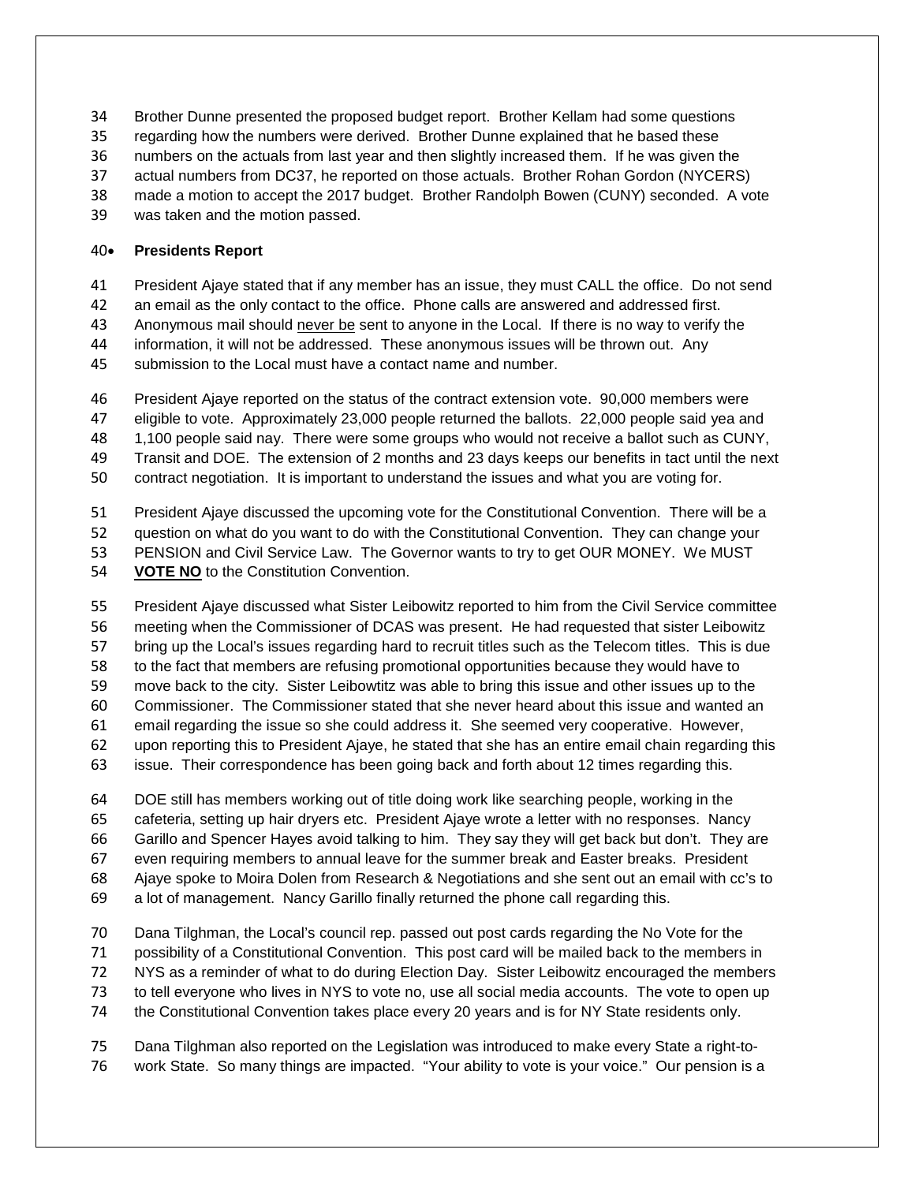Brother Dunne presented the proposed budget report. Brother Kellam had some questions regarding how the numbers were derived. Brother Dunne explained that he based these numbers on the actuals from last year and then slightly increased them. If he was given the actual numbers from DC37, he reported on those actuals. Brother Rohan Gordon (NYCERS) made a motion to accept the 2017 budget. Brother Randolph Bowen (CUNY) seconded. A vote was taken and the motion passed.

- **Presidents Report**

President Ajaye stated that if any member has an issue, they must CALL the office. Do not send an email as the only contact to the office. Phone calls are answered and addressed first. Anonymous mail should never be sent to anyone in the Local. If there is no way to verify the information, it will not be addressed. These anonymous issues will be thrown out. Any submission to the Local must have a contact name and number.

President Ajaye reported on the status of the contract extension vote. 90,000 members were eligible to vote. Approximately 23,000 people returned the ballots. 22,000 people said yea and 1,100 people said nay. There were some groups who would not receive a ballot such as CUNY, Transit and DOE. The extension of 2 months and 23 days keeps our benefits in tact until the next contract negotiation. It is important to understand the issues and what you are voting for.

President Ajaye discussed the upcoming vote for the Constitutional Convention. There will be a question on what do you want to do with the Constitutional Convention. They can change your PENSION and Civil Service Law. The Governor wants to try to get OUR MONEY. We MUST **VOTE NO** to the Constitution Convention.

President Ajaye discussed what Sister Leibowitz reported to him from the Civil Service committee meeting when the Commissioner of DCAS was present. He had requested that sister Leibowitz bring up the Local's issues regarding hard to recruit titles such as the Telecom titles. This is due to the fact that members are refusing promotional opportunities because they would have to move back to the city. Sister Leibowtitz was able to bring this issue and other issues up to the Commissioner. The Commissioner stated that she never heard about this issue and wanted an email regarding the issue so she could address it. She seemed very cooperative. However, upon reporting this to President Ajaye, he stated that she has an entire email chain regarding this issue. Their correspondence has been going back and forth about 12 times regarding this.

DOE still has members working out of title doing work like searching people, working in the cafeteria, setting up hair dryers etc. President Ajaye wrote a letter with no responses. Nancy Garillo and Spencer Hayes avoid talking to him. They say they will get back but don't. They are even requiring members to annual leave for the summer break and Easter breaks. President Ajaye spoke to Moira Dolen from Research & Negotiations and she sent out an email with cc's to a lot of management. Nancy Garillo finally returned the phone call regarding this.

Dana Tilghman, the Local's council rep. passed out post cards regarding the No Vote for the possibility of a Constitutional Convention. This post card will be mailed back to the members in NYS as a reminder of what to do during Election Day. Sister Leibowitz encouraged the members to tell everyone who lives in NYS to vote no, use all social media accounts. The vote to open up the Constitutional Convention takes place every 20 years and is for NY State residents only.

Dana Tilghman also reported on the Legislation was introduced to make every State a right-to-work State. So many things are impacted. "Your ability to vote is your voice." Our pension is a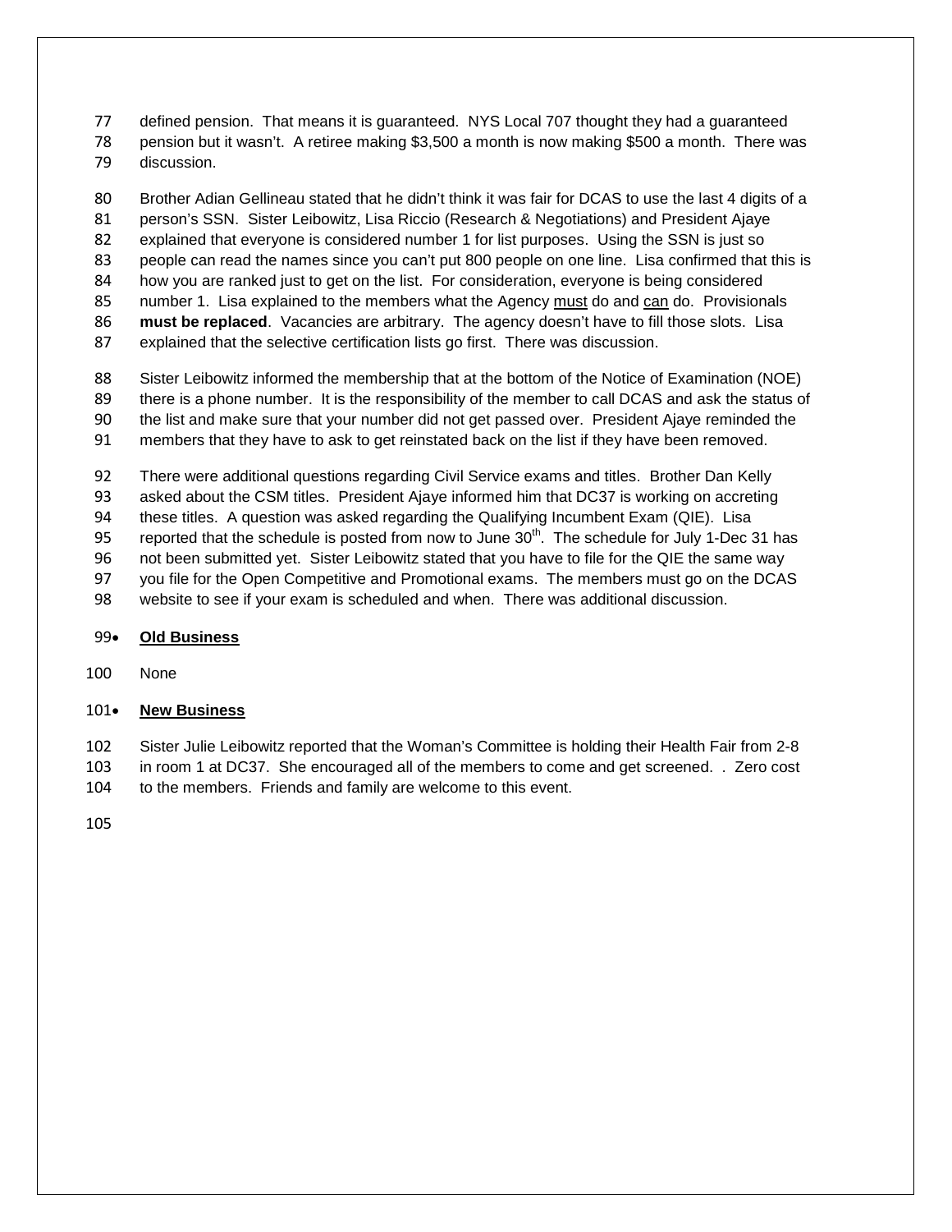defined pension. That means it is guaranteed. NYS Local 707 thought they had a guaranteed pension but it wasn't. A retiree making $3,500 a month is now making $500 a month. There was discussion.

Brother Adian Gellineau stated that he didn't think it was fair for DCAS to use the last 4 digits of a person's SSN. Sister Leibowitz, Lisa Riccio (Research & Negotiations) and President Ajaye explained that everyone is considered number 1 for list purposes. Using the SSN is just so people can read the names since you can't put 800 people on one line. Lisa confirmed that this is how you are ranked just to get on the list. For consideration, everyone is being considered number 1. Lisa explained to the members what the Agency <u>must</u> do and <u>can</u> do. Provisionals **must be replaced**. Vacancies are arbitrary. The agency doesn't have to fill those slots. Lisa explained that the selective certification lists go first. There was discussion.

Sister Leibowitz informed the membership that at the bottom of the Notice of Examination (NOE) there is a phone number. It is the responsibility of the member to call DCAS and ask the status of the list and make sure that your number did not get passed over. President Ajaye reminded the members that they have to ask to get reinstated back on the list if they have been removed.

There were additional questions regarding Civil Service exams and titles. Brother Dan Kelly asked about the CSM titles. President Ajaye informed him that DC37 is working on accreting these titles. A question was asked regarding the Qualifying Incumbent Exam (QIE). Lisa reported that the schedule is posted from now to June 30th. The schedule for July 1-Dec 31 has not been submitted yet. Sister Leibowitz stated that you have to file for the QIE the same way you file for the Open Competitive and Promotional exams. The members must go on the DCAS website to see if your exam is scheduled and when. There was additional discussion.

- **<u>Old Business</u>**

None

- **<u>New Business</u>**

Sister Julie Leibowitz reported that the Woman's Committee is holding their Health Fair from 2-8 in room 1 at DC37. She encouraged all of the members to come and get screened. . Zero cost to the members. Friends and family are welcome to this event.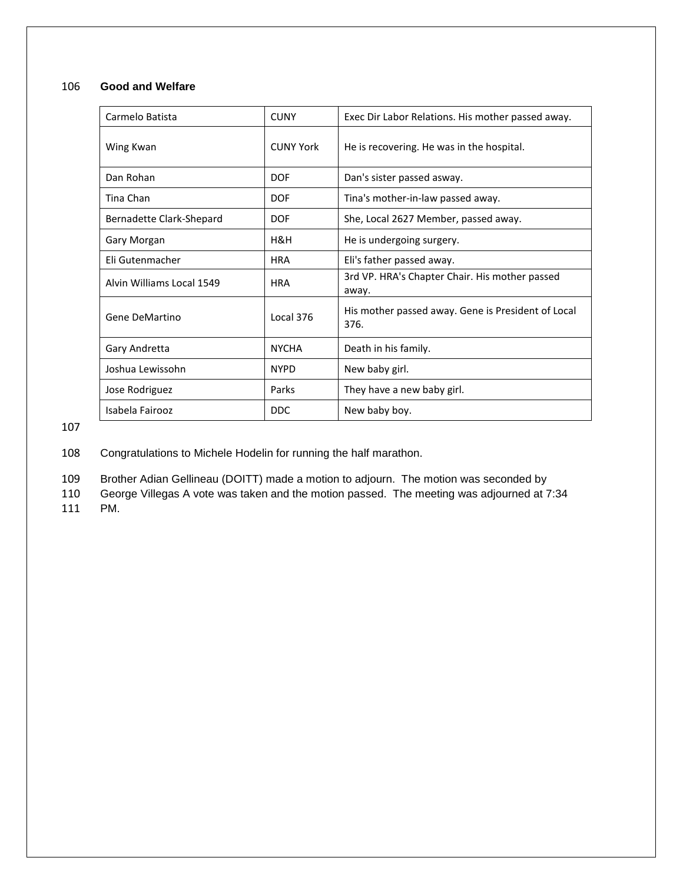## Good and Welfare

| | | |
|---|---|---|
| Carmelo Batista | CUNY | Exec Dir Labor Relations. His mother passed away. |
| Wing Kwan | CUNY York | He is recovering. He was in the hospital. |
| Dan Rohan | DOF | Dan's sister passed asway. |
| Tina Chan | DOF | Tina's mother-in-law passed away. |
| Bernadette Clark-Shepard | DOF | She, Local 2627 Member, passed away. |
| Gary Morgan | H&H | He is undergoing surgery. |
| Eli Gutenmacher | HRA | Eli's father passed away. |
| Alvin Williams Local 1549 | HRA | 3rd VP. HRA's Chapter Chair. His mother passed away. |
| Gene DeMartino | Local 376 | His mother passed away. Gene is President of Local 376. |
| Gary Andretta | NYCHA | Death in his family. |
| Joshua Lewissohn | NYPD | New baby girl. |
| Jose Rodriguez | Parks | They have a new baby girl. |
| Isabela Fairooz | DDC | New baby boy. |

Congratulations to Michele Hodelin for running the half marathon.

Brother Adian Gellineau (DOITT) made a motion to adjourn. The motion was seconded by George Villegas A vote was taken and the motion passed. The meeting was adjourned at 7:34 PM.